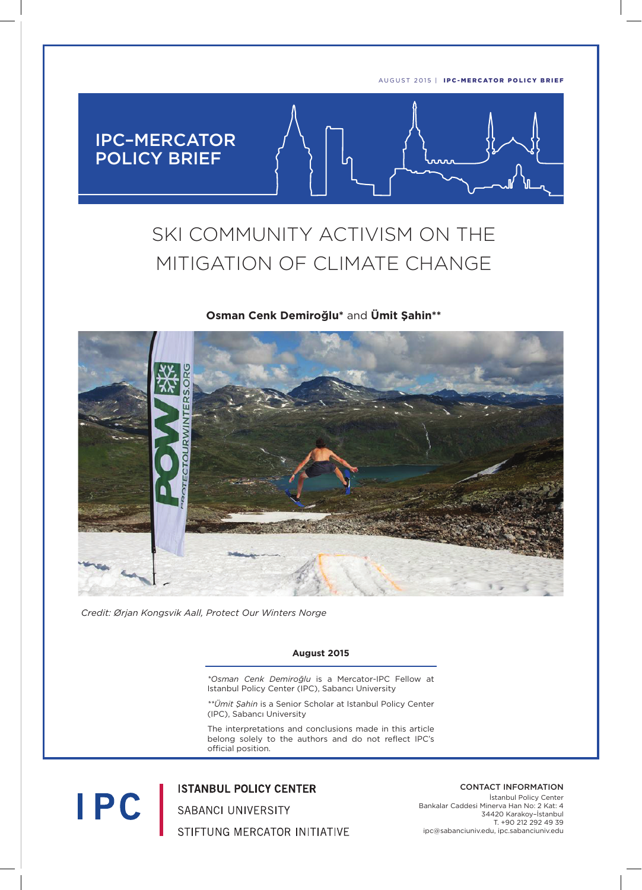AUGUST 2015 | **IPC-MERCATOR POLICY BRIEF**

**IPC-MERCATOR POLICY BRIEF**

# SKI COMMUNITY ACTIVISM ON THE MITIGATION OF CLIMATE CHANGE

**Osman Cenk Demiroğlu*** and **Ümit Şahin****

*Credit: Ørjan Kongsvik Aall, Protect Our Winters Norge*

**August 2015**

**Osman Cenk Demiroğlu* is a Mercator-IPC Fellow at Istanbul Policy Center (IPC), Sabancı University

***Ümit Şahin* is a Senior Scholar at Istanbul Policy Center (IPC), Sabancı University

The interpretations and conclusions made in this article belong solely to the authors and do not reflect IPC's official position.

IPC

ISTANBUL POLICY CENTER
SABANCI UNIVERSITY
STIFTUNG MERCATOR INITIATIVE

CONTACT INFORMATION
İstanbul Policy Center
Bankalar Caddesi Minerva Han No: 2 Kat: 4
34420 Karaköy–İstanbul
T. +90 212 292 49 39
ipc@sabanciuniv.edu, ipc.sabanciuniv.edu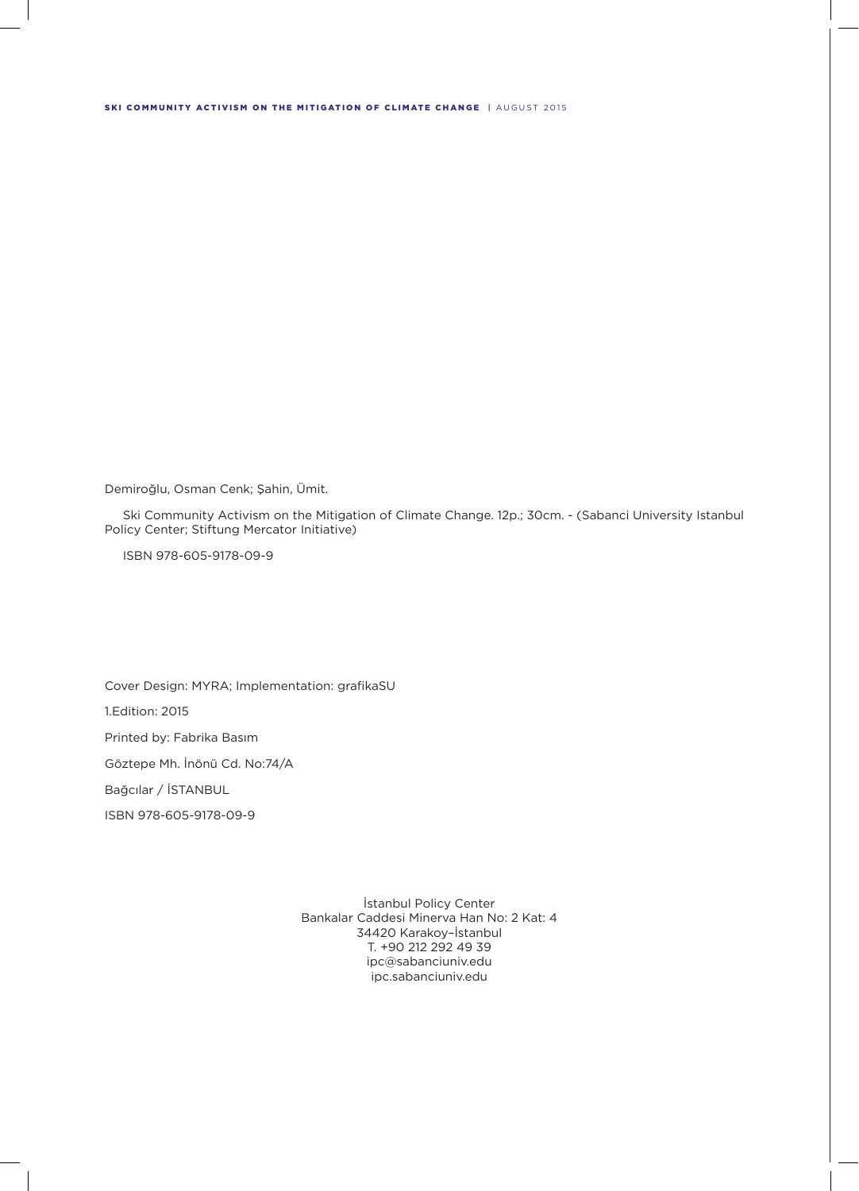Demiroğlu, Osman Cenk; Şahin, Ümit.

Ski Community Activism on the Mitigation of Climate Change. 12p.; 30cm. - (Sabanci University Istanbul Policy Center; Stiftung Mercator Initiative)

ISBN 978-605-9178-09-9

Cover Design: MYRA; Implementation: grafikaSU

1.Edition: 2015

Printed by: Fabrika Basım

Göztepe Mh. İnönü Cd. No:74/A

Bağcılar / İSTANBUL

ISBN 978-605-9178-09-9

İstanbul Policy Center  
Bankalar Caddesi Minerva Han No: 2 Kat: 4  
34420 Karakoy–İstanbul  
T. +90 212 292 49 39  
ipc@sabanciuniv.edu  
ipc.sabanciuniv.edu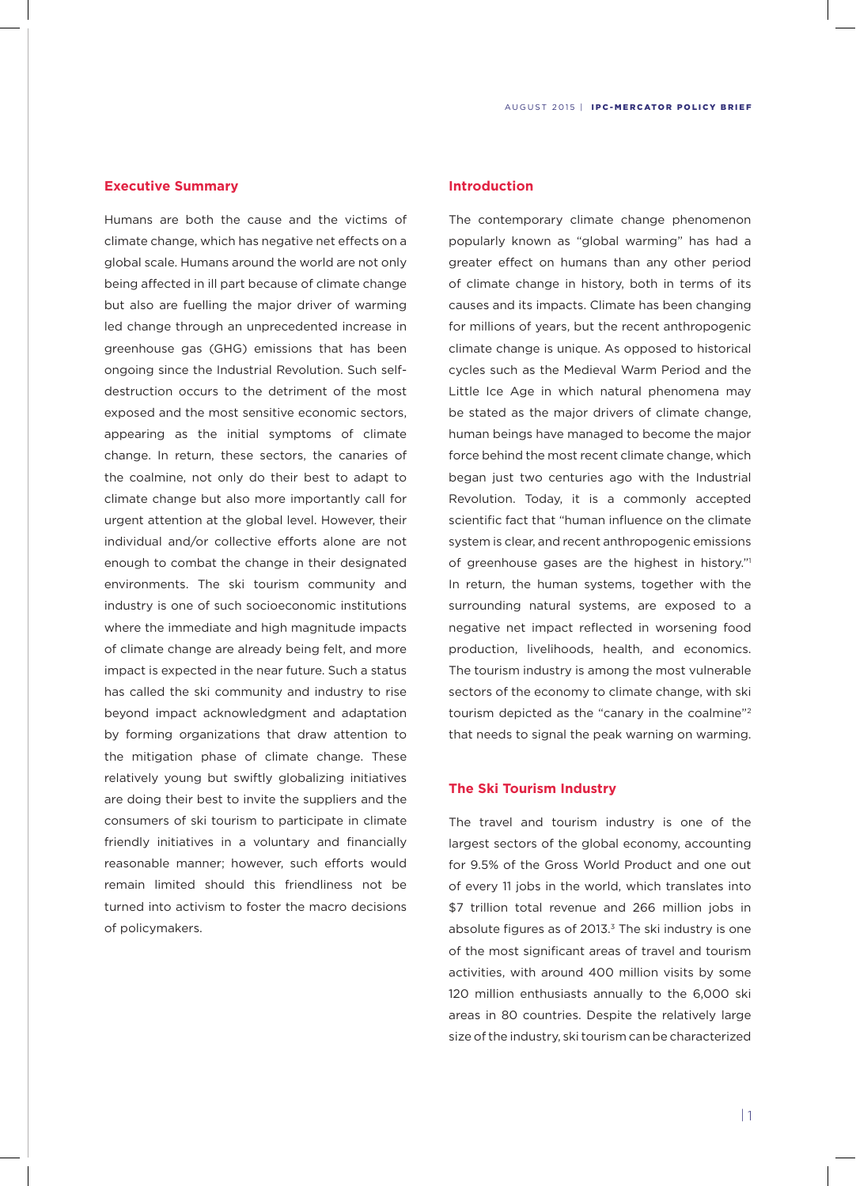## Executive Summary

Humans are both the cause and the victims of climate change, which has negative net effects on a global scale. Humans around the world are not only being affected in ill part because of climate change but also are fuelling the major driver of warming led change through an unprecedented increase in greenhouse gas (GHG) emissions that has been ongoing since the Industrial Revolution. Such self-destruction occurs to the detriment of the most exposed and the most sensitive economic sectors, appearing as the initial symptoms of climate change. In return, these sectors, the canaries of the coalmine, not only do their best to adapt to climate change but also more importantly call for urgent attention at the global level. However, their individual and/or collective efforts alone are not enough to combat the change in their designated environments. The ski tourism community and industry is one of such socioeconomic institutions where the immediate and high magnitude impacts of climate change are already being felt, and more impact is expected in the near future. Such a status has called the ski community and industry to rise beyond impact acknowledgment and adaptation by forming organizations that draw attention to the mitigation phase of climate change. These relatively young but swiftly globalizing initiatives are doing their best to invite the suppliers and the consumers of ski tourism to participate in climate friendly initiatives in a voluntary and financially reasonable manner; however, such efforts would remain limited should this friendliness not be turned into activism to foster the macro decisions of policymakers.

## Introduction

The contemporary climate change phenomenon popularly known as "global warming" has had a greater effect on humans than any other period of climate change in history, both in terms of its causes and its impacts. Climate has been changing for millions of years, but the recent anthropogenic climate change is unique. As opposed to historical cycles such as the Medieval Warm Period and the Little Ice Age in which natural phenomena may be stated as the major drivers of climate change, human beings have managed to become the major force behind the most recent climate change, which began just two centuries ago with the Industrial Revolution. Today, it is a commonly accepted scientific fact that "human influence on the climate system is clear, and recent anthropogenic emissions of greenhouse gases are the highest in history."[1] In return, the human systems, together with the surrounding natural systems, are exposed to a negative net impact reflected in worsening food production, livelihoods, health, and economics. The tourism industry is among the most vulnerable sectors of the economy to climate change, with ski tourism depicted as the "canary in the coalmine"[2] that needs to signal the peak warning on warming.

## The Ski Tourism Industry

The travel and tourism industry is one of the largest sectors of the global economy, accounting for 9.5% of the Gross World Product and one out of every 11 jobs in the world, which translates into $7 trillion total revenue and 266 million jobs in absolute figures as of 2013.[3] The ski industry is one of the most significant areas of travel and tourism activities, with around 400 million visits by some 120 million enthusiasts annually to the 6,000 ski areas in 80 countries. Despite the relatively large size of the industry, ski tourism can be characterized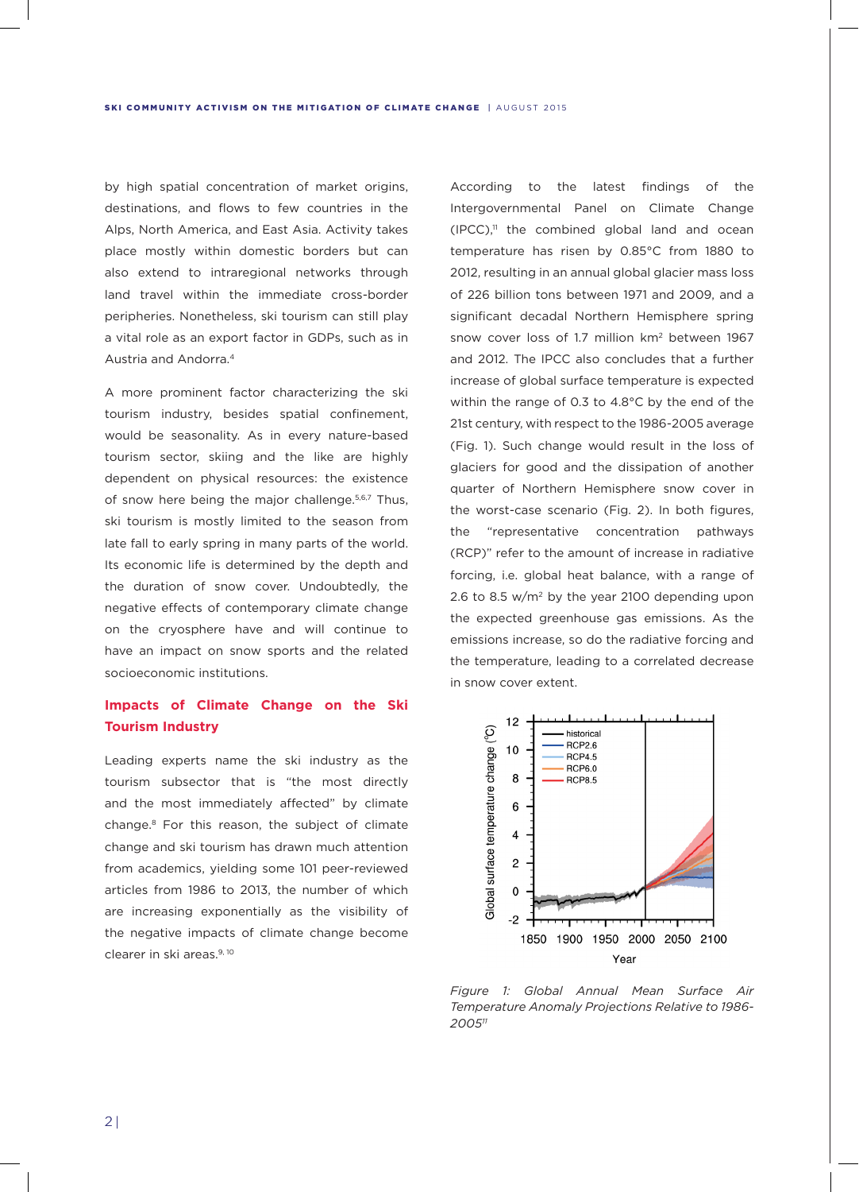by high spatial concentration of market origins, destinations, and flows to few countries in the Alps, North America, and East Asia. Activity takes place mostly within domestic borders but can also extend to intraregional networks through land travel within the immediate cross-border peripheries. Nonetheless, ski tourism can still play a vital role as an export factor in GDPs, such as in Austria and Andorra.[4]

A more prominent factor characterizing the ski tourism industry, besides spatial confinement, would be seasonality. As in every nature-based tourism sector, skiing and the like are highly dependent on physical resources: the existence of snow here being the major challenge.[5,6,7] Thus, ski tourism is mostly limited to the season from late fall to early spring in many parts of the world. Its economic life is determined by the depth and the duration of snow cover. Undoubtedly, the negative effects of contemporary climate change on the cryosphere have and will continue to have an impact on snow sports and the related socioeconomic institutions.

## Impacts of Climate Change on the Ski Tourism Industry

Leading experts name the ski industry as the tourism subsector that is "the most directly and the most immediately affected" by climate change.[8] For this reason, the subject of climate change and ski tourism has drawn much attention from academics, yielding some 101 peer-reviewed articles from 1986 to 2013, the number of which are increasing exponentially as the visibility of the negative impacts of climate change become clearer in ski areas.[9, 10]

According to the latest findings of the Intergovernmental Panel on Climate Change (IPCC),[11] the combined global land and ocean temperature has risen by 0.85°C from 1880 to 2012, resulting in an annual global glacier mass loss of 226 billion tons between 1971 and 2009, and a significant decadal Northern Hemisphere spring snow cover loss of 1.7 million km² between 1967 and 2012. The IPCC also concludes that a further increase of global surface temperature is expected within the range of 0.3 to 4.8°C by the end of the 21st century, with respect to the 1986-2005 average (Fig. 1). Such change would result in the loss of glaciers for good and the dissipation of another quarter of Northern Hemisphere snow cover in the worst-case scenario (Fig. 2). In both figures, the "representative concentration pathways (RCP)" refer to the amount of increase in radiative forcing, i.e. global heat balance, with a range of 2.6 to 8.5 w/m² by the year 2100 depending upon the expected greenhouse gas emissions. As the emissions increase, so do the radiative forcing and the temperature, leading to a correlated decrease in snow cover extent.

*Figure 1: Global Annual Mean Surface Air Temperature Anomaly Projections Relative to 1986-2005*[11]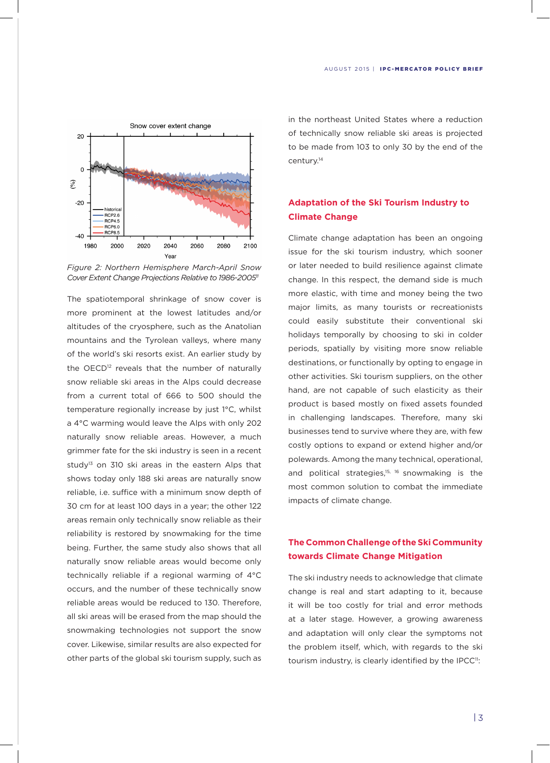*Figure 2: Northern Hemisphere March-April Snow Cover Extent Change Projections Relative to 1986-2005*[11]

The spatiotemporal shrinkage of snow cover is more prominent at the lowest latitudes and/or altitudes of the cryosphere, such as the Anatolian mountains and the Tyrolean valleys, where many of the world's ski resorts exist. An earlier study by the OECD[12] reveals that the number of naturally snow reliable ski areas in the Alps could decrease from a current total of 666 to 500 should the temperature regionally increase by just 1°C, whilst a 4°C warming would leave the Alps with only 202 naturally snow reliable areas. However, a much grimmer fate for the ski industry is seen in a recent study[13] on 310 ski areas in the eastern Alps that shows today only 188 ski areas are naturally snow reliable, i.e. suffice with a minimum snow depth of 30 cm for at least 100 days in a year; the other 122 areas remain only technically snow reliable as their reliability is restored by snowmaking for the time being. Further, the same study also shows that all naturally snow reliable areas would become only technically reliable if a regional warming of 4°C occurs, and the number of these technically snow reliable areas would be reduced to 130. Therefore, all ski areas will be erased from the map should the snowmaking technologies not support the snow cover. Likewise, similar results are also expected for other parts of the global ski tourism supply, such as in the northeast United States where a reduction of technically snow reliable ski areas is projected to be made from 103 to only 30 by the end of the century.[14]

## Adaptation of the Ski Tourism Industry to Climate Change

Climate change adaptation has been an ongoing issue for the ski tourism industry, which sooner or later needed to build resilience against climate change. In this respect, the demand side is much more elastic, with time and money being the two major limits, as many tourists or recreationists could easily substitute their conventional ski holidays temporally by choosing to ski in colder periods, spatially by visiting more snow reliable destinations, or functionally by opting to engage in other activities. Ski tourism suppliers, on the other hand, are not capable of such elasticity as their product is based mostly on fixed assets founded in challenging landscapes. Therefore, many ski businesses tend to survive where they are, with few costly options to expand or extend higher and/or polewards. Among the many technical, operational, and political strategies,[15, 16] snowmaking is the most common solution to combat the immediate impacts of climate change.

## The Common Challenge of the Ski Community towards Climate Change Mitigation

The ski industry needs to acknowledge that climate change is real and start adapting to it, because it will be too costly for trial and error methods at a later stage. However, a growing awareness and adaptation will only clear the symptoms not the problem itself, which, with regards to the ski tourism industry, is clearly identified by the IPCC[11]: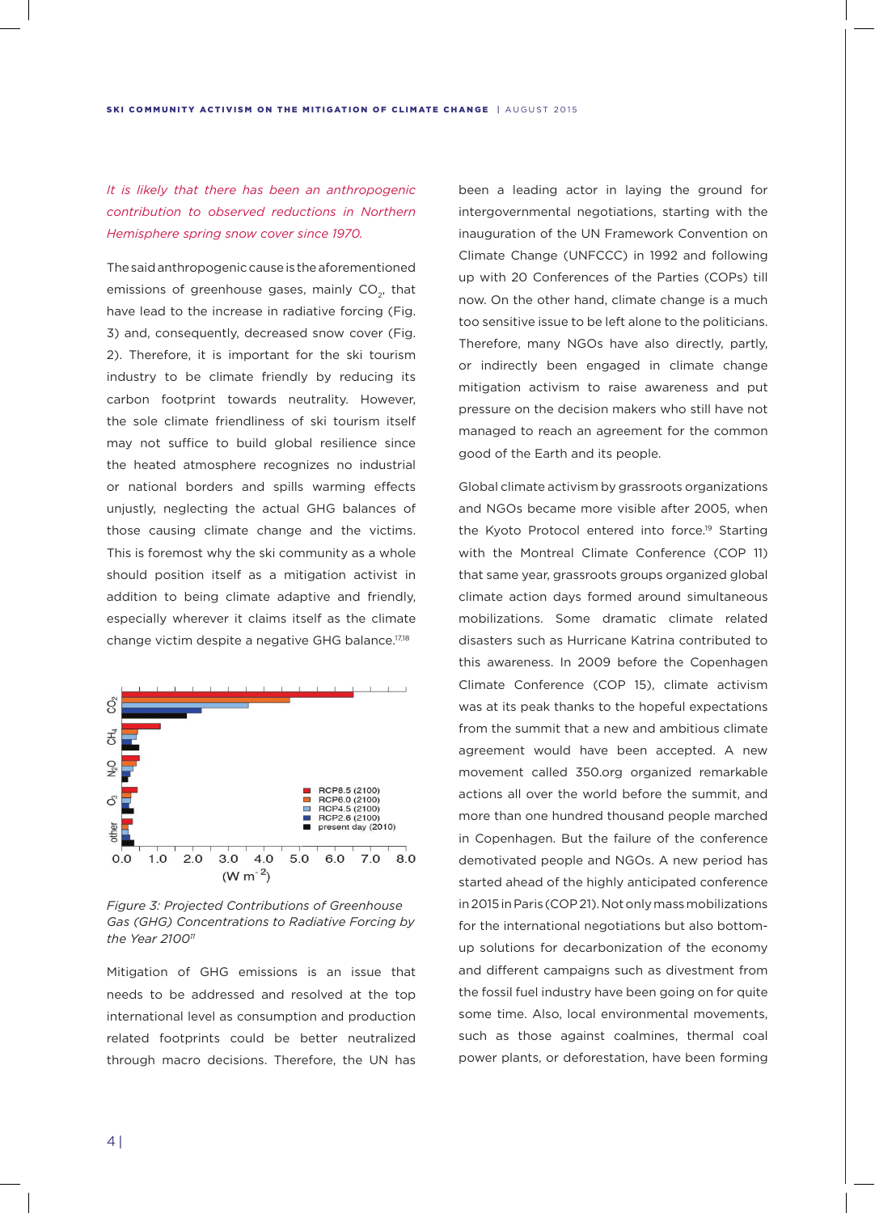*It is likely that there has been an anthropogenic contribution to observed reductions in Northern Hemisphere spring snow cover since 1970.*

The said anthropogenic cause is the aforementioned emissions of greenhouse gases, mainly $CO_2$, that have lead to the increase in radiative forcing (Fig. 3) and, consequently, decreased snow cover (Fig. 2). Therefore, it is important for the ski tourism industry to be climate friendly by reducing its carbon footprint towards neutrality. However, the sole climate friendliness of ski tourism itself may not suffice to build global resilience since the heated atmosphere recognizes no industrial or national borders and spills warming effects unjustly, neglecting the actual GHG balances of those causing climate change and the victims. This is foremost why the ski community as a whole should position itself as a mitigation activist in addition to being climate adaptive and friendly, especially wherever it claims itself as the climate change victim despite a negative GHG balance.[17,18]

*Figure 3: Projected Contributions of Greenhouse Gas (GHG) Concentrations to Radiative Forcing by the Year 2100*[11]

Mitigation of GHG emissions is an issue that needs to be addressed and resolved at the top international level as consumption and production related footprints could be better neutralized through macro decisions. Therefore, the UN has been a leading actor in laying the ground for intergovernmental negotiations, starting with the inauguration of the UN Framework Convention on Climate Change (UNFCCC) in 1992 and following up with 20 Conferences of the Parties (COPs) till now. On the other hand, climate change is a much too sensitive issue to be left alone to the politicians. Therefore, many NGOs have also directly, partly, or indirectly been engaged in climate change mitigation activism to raise awareness and put pressure on the decision makers who still have not managed to reach an agreement for the common good of the Earth and its people.

Global climate activism by grassroots organizations and NGOs became more visible after 2005, when the Kyoto Protocol entered into force.[19] Starting with the Montreal Climate Conference (COP 11) that same year, grassroots groups organized global climate action days formed around simultaneous mobilizations. Some dramatic climate related disasters such as Hurricane Katrina contributed to this awareness. In 2009 before the Copenhagen Climate Conference (COP 15), climate activism was at its peak thanks to the hopeful expectations from the summit that a new and ambitious climate agreement would have been accepted. A new movement called 350.org organized remarkable actions all over the world before the summit, and more than one hundred thousand people marched in Copenhagen. But the failure of the conference demotivated people and NGOs. A new period has started ahead of the highly anticipated conference in 2015 in Paris (COP 21). Not only mass mobilizations for the international negotiations but also bottom-up solutions for decarbonization of the economy and different campaigns such as divestment from the fossil fuel industry have been going on for quite some time. Also, local environmental movements, such as those against coalmines, thermal coal power plants, or deforestation, have been forming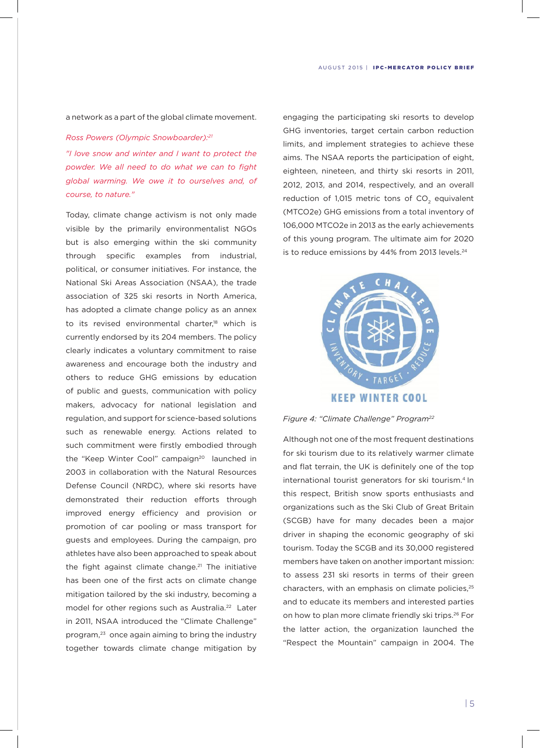a network as a part of the global climate movement.

*Ross Powers (Olympic Snowboarder):[21]*

*"I love snow and winter and I want to protect the powder. We all need to do what we can to fight global warming. We owe it to ourselves and, of course, to nature."*

Today, climate change activism is not only made visible by the primarily environmentalist NGOs but is also emerging within the ski community through specific examples from industrial, political, or consumer initiatives. For instance, the National Ski Areas Association (NSAA), the trade association of 325 ski resorts in North America, has adopted a climate change policy as an annex to its revised environmental charter,[18] which is currently endorsed by its 204 members. The policy clearly indicates a voluntary commitment to raise awareness and encourage both the industry and others to reduce GHG emissions by education of public and guests, communication with policy makers, advocacy for national legislation and regulation, and support for science-based solutions such as renewable energy. Actions related to such commitment were firstly embodied through the "Keep Winter Cool" campaign[20] launched in 2003 in collaboration with the Natural Resources Defense Council (NRDC), where ski resorts have demonstrated their reduction efforts through improved energy efficiency and provision or promotion of car pooling or mass transport for guests and employees. During the campaign, pro athletes have also been approached to speak about the fight against climate change.[21] The initiative has been one of the first acts on climate change mitigation tailored by the ski industry, becoming a model for other regions such as Australia.[22] Later in 2011, NSAA introduced the "Climate Challenge" program,[23] once again aiming to bring the industry together towards climate change mitigation by engaging the participating ski resorts to develop GHG inventories, target certain carbon reduction limits, and implement strategies to achieve these aims. The NSAA reports the participation of eight, eighteen, nineteen, and thirty ski resorts in 2011, 2012, 2013, and 2014, respectively, and an overall reduction of 1,015 metric tons of $CO_2$ equivalent (MTCO2e) GHG emissions from a total inventory of 106,000 MTCO2e in 2013 as the early achievements of this young program. The ultimate aim for 2020 is to reduce emissions by 44% from 2013 levels.[24]

*Figure 4: "Climate Challenge" Program[22]*

Although not one of the most frequent destinations for ski tourism due to its relatively warmer climate and flat terrain, the UK is definitely one of the top international tourist generators for ski tourism.[4] In this respect, British snow sports enthusiasts and organizations such as the Ski Club of Great Britain (SCGB) have for many decades been a major driver in shaping the economic geography of ski tourism. Today the SCGB and its 30,000 registered members have taken on another important mission: to assess 231 ski resorts in terms of their green characters, with an emphasis on climate policies,[25] and to educate its members and interested parties on how to plan more climate friendly ski trips.[26] For the latter action, the organization launched the "Respect the Mountain" campaign in 2004. The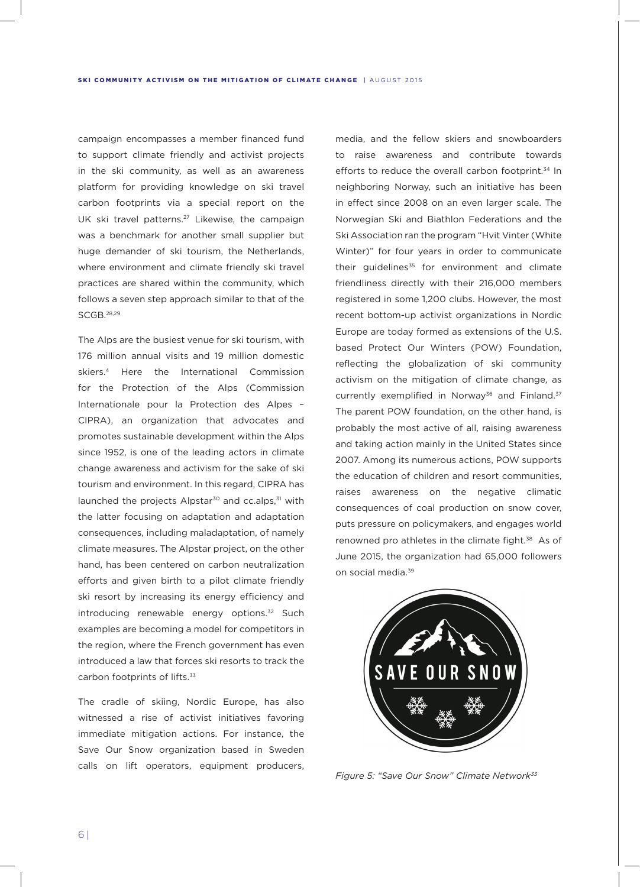campaign encompasses a member financed fund to support climate friendly and activist projects in the ski community, as well as an awareness platform for providing knowledge on ski travel carbon footprints via a special report on the UK ski travel patterns.[27] Likewise, the campaign was a benchmark for another small supplier but huge demander of ski tourism, the Netherlands, where environment and climate friendly ski travel practices are shared within the community, which follows a seven step approach similar to that of the SCGB.[28,29]

The Alps are the busiest venue for ski tourism, with 176 million annual visits and 19 million domestic skiers.[4] Here the International Commission for the Protection of the Alps (Commission Internationale pour la Protection des Alpes – CIPRA), an organization that advocates and promotes sustainable development within the Alps since 1952, is one of the leading actors in climate change awareness and activism for the sake of ski tourism and environment. In this regard, CIPRA has launched the projects Alpstar[30] and cc.alps,[31] with the latter focusing on adaptation and adaptation consequences, including maladaptation, of namely climate measures. The Alpstar project, on the other hand, has been centered on carbon neutralization efforts and given birth to a pilot climate friendly ski resort by increasing its energy efficiency and introducing renewable energy options.[32] Such examples are becoming a model for competitors in the region, where the French government has even introduced a law that forces ski resorts to track the carbon footprints of lifts.[33]

The cradle of skiing, Nordic Europe, has also witnessed a rise of activist initiatives favoring immediate mitigation actions. For instance, the Save Our Snow organization based in Sweden calls on lift operators, equipment producers, media, and the fellow skiers and snowboarders to raise awareness and contribute towards efforts to reduce the overall carbon footprint.[34] In neighboring Norway, such an initiative has been in effect since 2008 on an even larger scale. The Norwegian Ski and Biathlon Federations and the Ski Association ran the program "Hvit Vinter (White Winter)" for four years in order to communicate their guidelines[35] for environment and climate friendliness directly with their 216,000 members registered in some 1,200 clubs. However, the most recent bottom-up activist organizations in Nordic Europe are today formed as extensions of the U.S. based Protect Our Winters (POW) Foundation, reflecting the globalization of ski community activism on the mitigation of climate change, as currently exemplified in Norway[36] and Finland.[37] The parent POW foundation, on the other hand, is probably the most active of all, raising awareness and taking action mainly in the United States since 2007. Among its numerous actions, POW supports the education of children and resort communities, raises awareness on the negative climatic consequences of coal production on snow cover, puts pressure on policymakers, and engages world renowned pro athletes in the climate fight.[38] As of June 2015, the organization had 65,000 followers on social media.[39]

*Figure 5: "Save Our Snow" Climate Network[33]*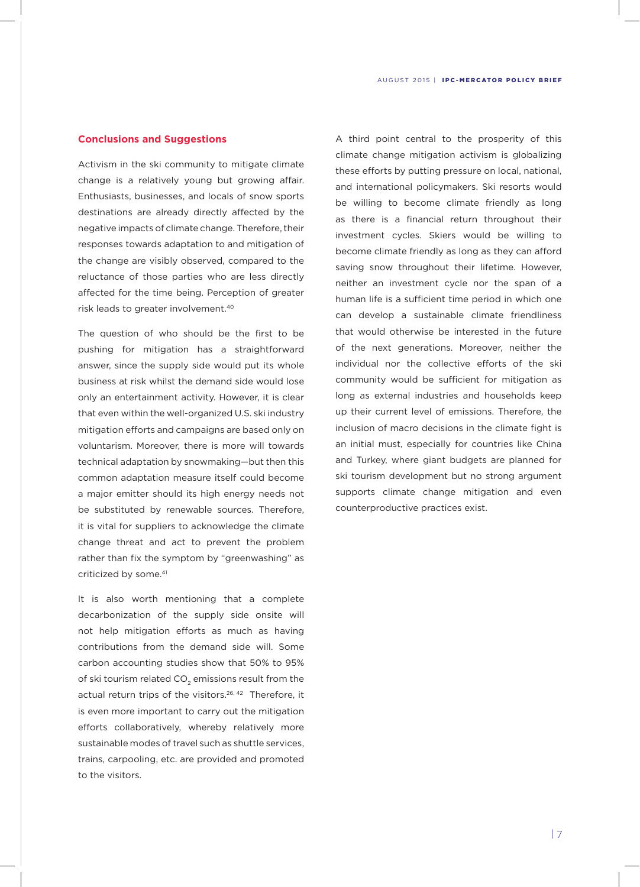## Conclusions and Suggestions

Activism in the ski community to mitigate climate change is a relatively young but growing affair. Enthusiasts, businesses, and locals of snow sports destinations are already directly affected by the negative impacts of climate change. Therefore, their responses towards adaptation to and mitigation of the change are visibly observed, compared to the reluctance of those parties who are less directly affected for the time being. Perception of greater risk leads to greater involvement.[40]

The question of who should be the first to be pushing for mitigation has a straightforward answer, since the supply side would put its whole business at risk whilst the demand side would lose only an entertainment activity. However, it is clear that even within the well-organized U.S. ski industry mitigation efforts and campaigns are based only on voluntarism. Moreover, there is more will towards technical adaptation by snowmaking—but then this common adaptation measure itself could become a major emitter should its high energy needs not be substituted by renewable sources. Therefore, it is vital for suppliers to acknowledge the climate change threat and act to prevent the problem rather than fix the symptom by "greenwashing" as criticized by some.[41]

It is also worth mentioning that a complete decarbonization of the supply side onsite will not help mitigation efforts as much as having contributions from the demand side will. Some carbon accounting studies show that 50% to 95% of ski tourism related $CO_2$ emissions result from the actual return trips of the visitors.[26, 42] Therefore, it is even more important to carry out the mitigation efforts collaboratively, whereby relatively more sustainable modes of travel such as shuttle services, trains, carpooling, etc. are provided and promoted to the visitors.

A third point central to the prosperity of this climate change mitigation activism is globalizing these efforts by putting pressure on local, national, and international policymakers. Ski resorts would be willing to become climate friendly as long as there is a financial return throughout their investment cycles. Skiers would be willing to become climate friendly as long as they can afford saving snow throughout their lifetime. However, neither an investment cycle nor the span of a human life is a sufficient time period in which one can develop a sustainable climate friendliness that would otherwise be interested in the future of the next generations. Moreover, neither the individual nor the collective efforts of the ski community would be sufficient for mitigation as long as external industries and households keep up their current level of emissions. Therefore, the inclusion of macro decisions in the climate fight is an initial must, especially for countries like China and Turkey, where giant budgets are planned for ski tourism development but no strong argument supports climate change mitigation and even counterproductive practices exist.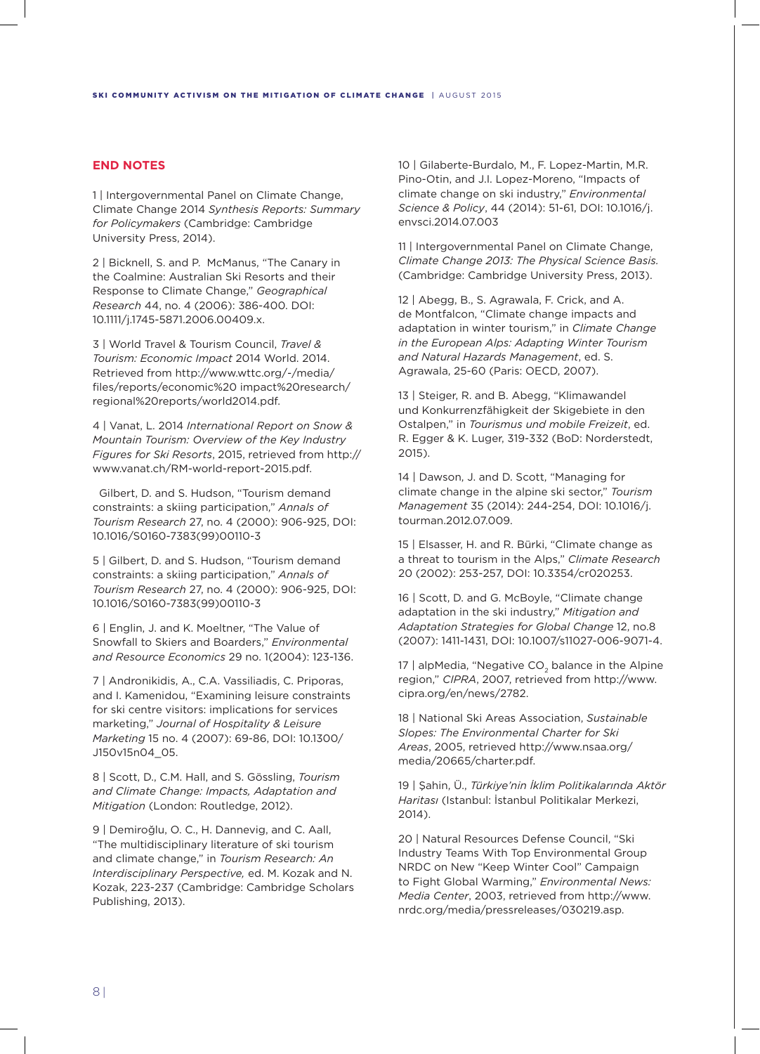## END NOTES

1 | Intergovernmental Panel on Climate Change, Climate Change 2014 *Synthesis Reports: Summary for Policymakers* (Cambridge: Cambridge University Press, 2014).

2 | Bicknell, S. and P. McManus, "The Canary in the Coalmine: Australian Ski Resorts and their Response to Climate Change," *Geographical Research* 44, no. 4 (2006): 386-400. DOI: 10.1111/j.1745-5871.2006.00409.x.

3 | World Travel & Tourism Council, *Travel & Tourism: Economic Impact* 2014 World. 2014. Retrieved from http://www.wttc.org/-/media/files/reports/economic%20 impact%20research/regional%20reports/world2014.pdf.

4 | Vanat, L. 2014 *International Report on Snow & Mountain Tourism: Overview of the Key Industry Figures for Ski Resorts*, 2015, retrieved from http://www.vanat.ch/RM-world-report-2015.pdf.

Gilbert, D. and S. Hudson, "Tourism demand constraints: a skiing participation," *Annals of Tourism Research* 27, no. 4 (2000): 906-925, DOI: 10.1016/S0160-7383(99)00110-3

5 | Gilbert, D. and S. Hudson, "Tourism demand constraints: a skiing participation," *Annals of Tourism Research* 27, no. 4 (2000): 906-925, DOI: 10.1016/S0160-7383(99)00110-3

6 | Englin, J. and K. Moeltner, "The Value of Snowfall to Skiers and Boarders," *Environmental and Resource Economics* 29 no. 1(2004): 123-136.

7 | Andronikidis, A., C.A. Vassiliadis, C. Priporas, and I. Kamenidou, "Examining leisure constraints for ski centre visitors: implications for services marketing," *Journal of Hospitality & Leisure Marketing* 15 no. 4 (2007): 69-86, DOI: 10.1300/J150v15n04_05.

8 | Scott, D., C.M. Hall, and S. Gössling, *Tourism and Climate Change: Impacts, Adaptation and Mitigation* (London: Routledge, 2012).

9 | Demiroğlu, O. C., H. Dannevig, and C. Aall, "The multidisciplinary literature of ski tourism and climate change," in *Tourism Research: An Interdisciplinary Perspective,* ed. M. Kozak and N. Kozak, 223-237 (Cambridge: Cambridge Scholars Publishing, 2013).

10 | Gilaberte-Burdalo, M., F. Lopez-Martin, M.R. Pino-Otin, and J.I. Lopez-Moreno, "Impacts of climate change on ski industry," *Environmental Science & Policy*, 44 (2014): 51-61, DOI: 10.1016/j.envsci.2014.07.003

11 | Intergovernmental Panel on Climate Change, *Climate Change 2013: The Physical Science Basis.* (Cambridge: Cambridge University Press, 2013).

12 | Abegg, B., S. Agrawala, F. Crick, and A. de Montfalcon, "Climate change impacts and adaptation in winter tourism," in *Climate Change in the European Alps: Adapting Winter Tourism and Natural Hazards Management*, ed. S. Agrawala, 25-60 (Paris: OECD, 2007).

13 | Steiger, R. and B. Abegg, "Klimawandel und Konkurrenzfähigkeit der Skigebiete in den Ostalpen," in *Tourismus und mobile Freizeit*, ed. R. Egger & K. Luger, 319-332 (BoD: Norderstedt, 2015).

14 | Dawson, J. and D. Scott, "Managing for climate change in the alpine ski sector," *Tourism Management* 35 (2014): 244-254, DOI: 10.1016/j.tourman.2012.07.009.

15 | Elsasser, H. and R. Bürki, "Climate change as a threat to tourism in the Alps," *Climate Research* 20 (2002): 253-257, DOI: 10.3354/cr020253.

16 | Scott, D. and G. McBoyle, "Climate change adaptation in the ski industry," *Mitigation and Adaptation Strategies for Global Change* 12, no.8 (2007): 1411-1431, DOI: 10.1007/s11027-006-9071-4.

17 | alpMedia, "Negative $CO_2$ balance in the Alpine region," *CIPRA*, 2007, retrieved from http://www.cipra.org/en/news/2782.

18 | National Ski Areas Association, *Sustainable Slopes: The Environmental Charter for Ski Areas*, 2005, retrieved http://www.nsaa.org/media/20665/charter.pdf.

19 | Şahin, Ü., *Türkiye'nin İklim Politikalarında Aktör Haritası* (Istanbul: İstanbul Politikalar Merkezi, 2014).

20 | Natural Resources Defense Council, "Ski Industry Teams With Top Environmental Group NRDC on New "Keep Winter Cool" Campaign to Fight Global Warming," *Environmental News: Media Center*, 2003, retrieved from http://www.nrdc.org/media/pressreleases/030219.asp.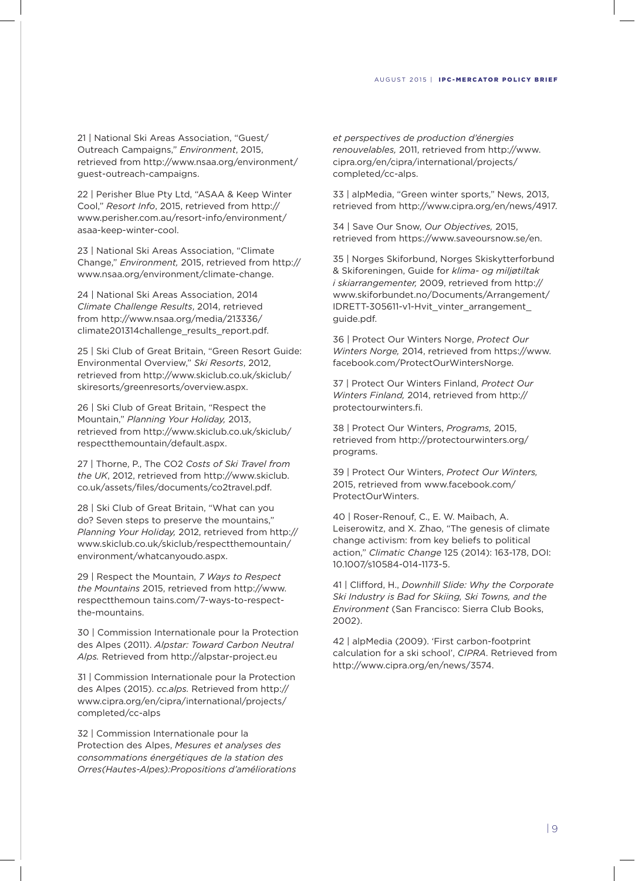21 | National Ski Areas Association, "Guest/Outreach Campaigns," *Environment*, 2015, retrieved from http://www.nsaa.org/environment/guest-outreach-campaigns.

22 | Perisher Blue Pty Ltd, "ASAA & Keep Winter Cool," *Resort Info*, 2015, retrieved from http://www.perisher.com.au/resort-info/environment/asaa-keep-winter-cool.

23 | National Ski Areas Association, "Climate Change," *Environment,* 2015, retrieved from http://www.nsaa.org/environment/climate-change.

24 | National Ski Areas Association, 2014 *Climate Challenge Results*, 2014, retrieved from http://www.nsaa.org/media/213336/climate201314challenge_results_report.pdf.

25 | Ski Club of Great Britain, "Green Resort Guide: Environmental Overview," *Ski Resorts*, 2012, retrieved from http://www.skiclub.co.uk/skiclub/skiresorts/greenresorts/overview.aspx.

26 | Ski Club of Great Britain, "Respect the Mountain," *Planning Your Holiday,* 2013, retrieved from http://www.skiclub.co.uk/skiclub/respectthemountain/default.aspx.

27 | Thorne, P., The CO2 *Costs of Ski Travel from the UK*, 2012, retrieved from http://www.skiclub.co.uk/assets/files/documents/co2travel.pdf.

28 | Ski Club of Great Britain, "What can you do? Seven steps to preserve the mountains," *Planning Your Holiday,* 2012, retrieved from http://www.skiclub.co.uk/skiclub/respectthemountain/environment/whatcanyoudo.aspx.

29 | Respect the Mountain, *7 Ways to Respect the Mountains* 2015, retrieved from http://www.respectthemoun tains.com/7-ways-to-respect-the-mountains.

30 | Commission Internationale pour la Protection des Alpes (2011). *Alpstar: Toward Carbon Neutral Alps.* Retrieved from http://alpstar-project.eu

31 | Commission Internationale pour la Protection des Alpes (2015). *cc.alps.* Retrieved from http://www.cipra.org/en/cipra/international/projects/completed/cc-alps

32 | Commission Internationale pour la Protection des Alpes, *Mesures et analyses des consommations énergétiques de la station des Orres(Hautes-Alpes):Propositions d'améliorations et perspectives de production d'énergies renouvelables,* 2011, retrieved from http://www.cipra.org/en/cipra/international/projects/completed/cc-alps.

33 | alpMedia, "Green winter sports," News, 2013, retrieved from http://www.cipra.org/en/news/4917.

34 | Save Our Snow, *Our Objectives,* 2015, retrieved from https://www.saveoursnow.se/en.

35 | Norges Skiforbund, Norges Skiskytterforbund & Skiforeningen, Guide for *klima- og miljøtiltak i skiarrangementer,* 2009, retrieved from http://www.skiforbundet.no/Documents/Arrangement/IDRETT-305611-v1-Hvit_vinter_arrangement_guide.pdf.

36 | Protect Our Winters Norge, *Protect Our Winters Norge,* 2014, retrieved from https://www.facebook.com/ProtectOurWintersNorge.

37 | Protect Our Winters Finland, *Protect Our Winters Finland,* 2014, retrieved from http://protectourwinters.fi.

38 | Protect Our Winters, *Programs,* 2015, retrieved from http://protectourwinters.org/programs.

39 | Protect Our Winters, *Protect Our Winters,* 2015, retrieved from www.facebook.com/ProtectOurWinters.

40 | Roser-Renouf, C., E. W. Maibach, A. Leiserowitz, and X. Zhao, "The genesis of climate change activism: from key beliefs to political action," *Climatic Change* 125 (2014): 163-178, DOI: 10.1007/s10584-014-1173-5.

41 | Clifford, H., *Downhill Slide: Why the Corporate Ski Industry is Bad for Skiing, Ski Towns, and the Environment* (San Francisco: Sierra Club Books, 2002).

42 | alpMedia (2009). 'First carbon-footprint calculation for a ski school', *CIPRA*. Retrieved from http://www.cipra.org/en/news/3574.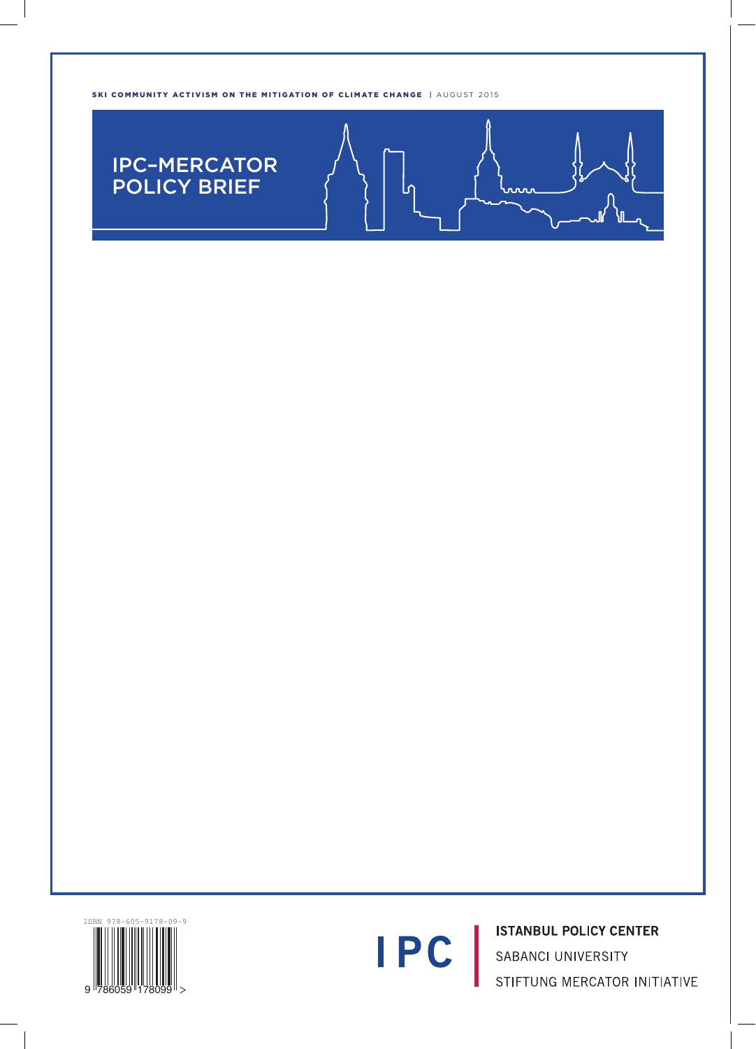SKI COMMUNITY ACTIVISM ON THE MITIGATION OF CLIMATE CHANGE | AUGUST 2015

# IPC–MERCATOR POLICY BRIEF

ISBN 978-605-9178-09-9

9 786059 178099 >

IPC

ISTANBUL POLICY CENTER

SABANCI UNIVERSITY

STIFTUNG MERCATOR INITIATIVE